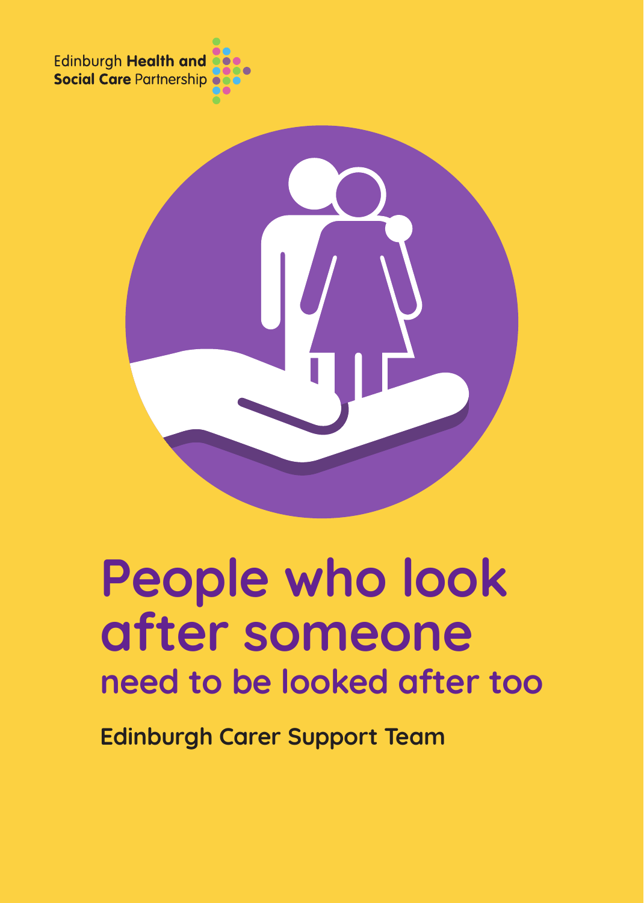Edinburgh **Health and Social Care** Partnership

# People who look after someone

## need to be looked after too

**Edinburgh Carer Support Team**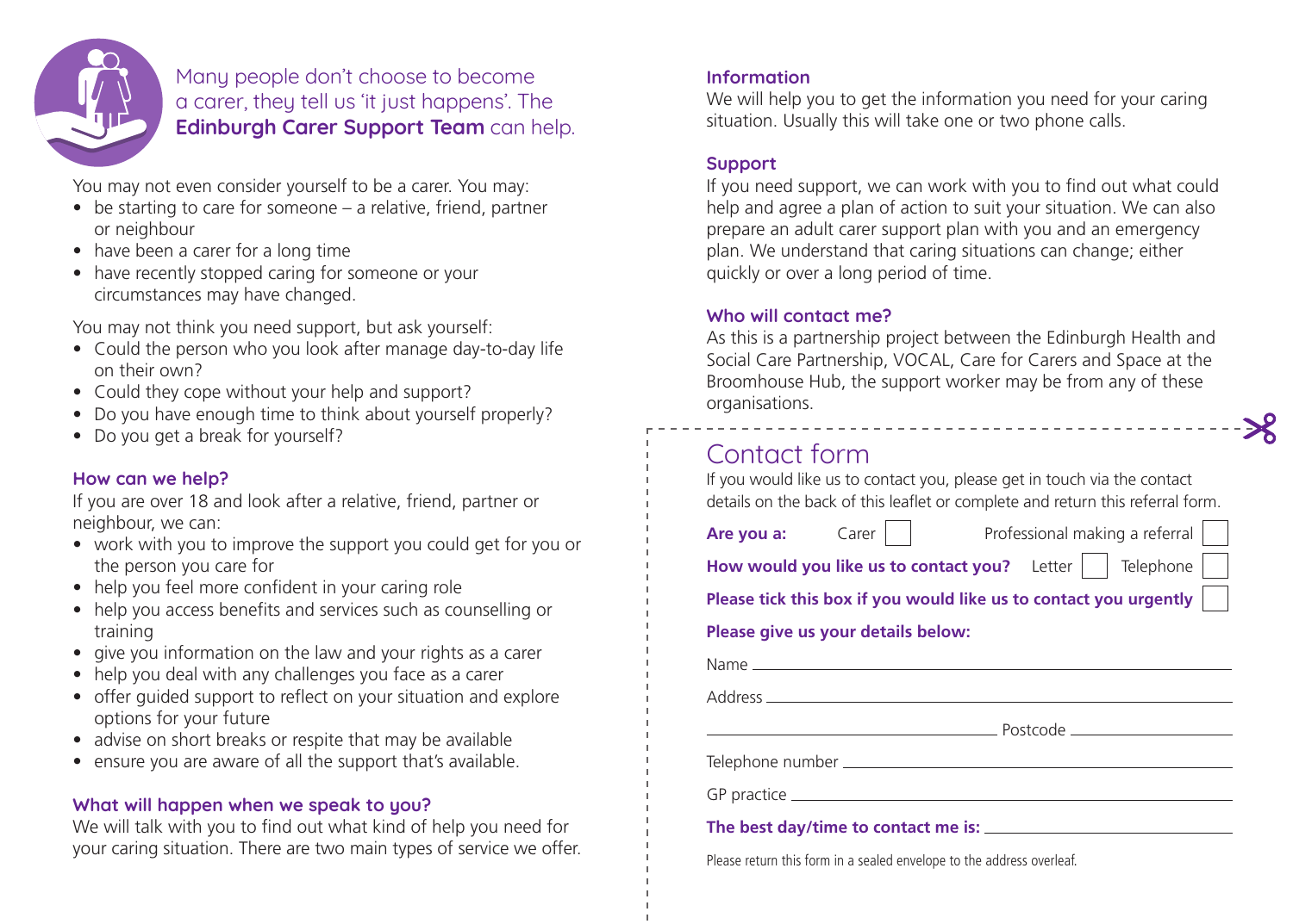Many people don't choose to become a carer, they tell us 'it just happens'. The **Edinburgh Carer Support Team** can help.

You may not even consider yourself to be a carer. You may:

- be starting to care for someone – a relative, friend, partner or neighbour
- have been a carer for a long time
- have recently stopped caring for someone or your circumstances may have changed.

You may not think you need support, but ask yourself:

- Could the person who you look after manage day-to-day life on their own?
- Could they cope without your help and support?
- Do you have enough time to think about yourself properly?
- Do you get a break for yourself?

### How can we help?

If you are over 18 and look after a relative, friend, partner or neighbour, we can:

- work with you to improve the support you could get for you or the person you care for
- help you feel more confident in your caring role
- help you access benefits and services such as counselling or training
- give you information on the law and your rights as a carer
- help you deal with any challenges you face as a carer
- offer guided support to reflect on your situation and explore options for your future
- advise on short breaks or respite that may be available
- ensure you are aware of all the support that's available.

### What will happen when we speak to you?

We will talk with you to find out what kind of help you need for your caring situation. There are two main types of service we offer.

### Information

We will help you to get the information you need for your caring situation. Usually this will take one or two phone calls.

### Support

If you need support, we can work with you to find out what could help and agree a plan of action to suit your situation. We can also prepare an adult carer support plan with you and an emergency plan. We understand that caring situations can change; either quickly or over a long period of time.

### Who will contact me?

As this is a partnership project between the Edinburgh Health and Social Care Partnership, VOCAL, Care for Carers and Space at the Broomhouse Hub, the support worker may be from any of these organisations.

## Contact form

If you would like us to contact you, please get in touch via the contact details on the back of this leaflet or complete and return this referral form.

**Are you a:** Carer ☐ Professional making a referral ☐

**How would you like us to contact you?** Letter ☐ Telephone ☐

**Please tick this box if you would like us to contact you urgently** ☐

**Please give us your details below:**

Name ____________________

Address ____________________

____________________ Postcode ____________________

Telephone number ____________________

GP practice ____________________

**The best day/time to contact me is:** ____________________

Please return this form in a sealed envelope to the address overleaf.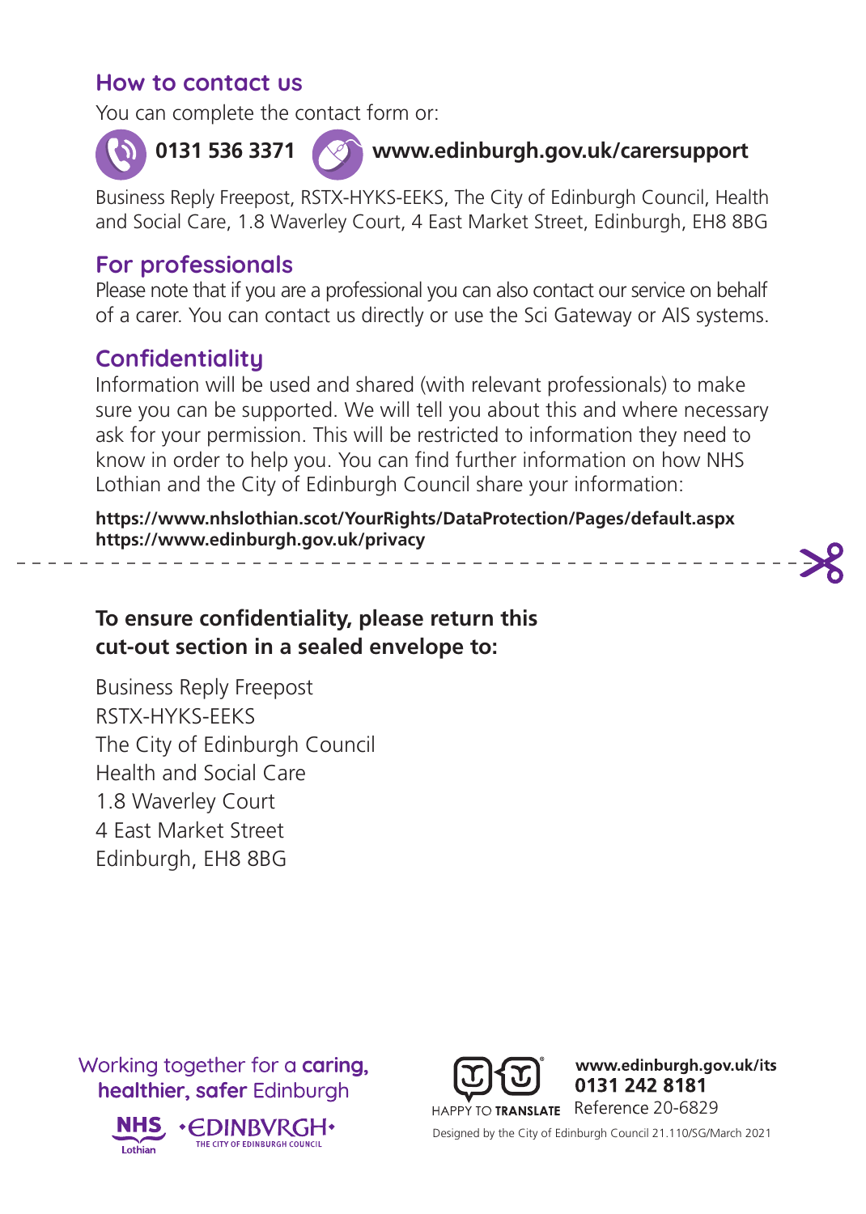## How to contact us

You can complete the contact form or:

**0131 536 3371** **www.edinburgh.gov.uk/carersupport**

Business Reply Freepost, RSTX-HYKS-EEKS, The City of Edinburgh Council, Health and Social Care, 1.8 Waverley Court, 4 East Market Street, Edinburgh, EH8 8BG

## For professionals

Please note that if you are a professional you can also contact our service on behalf of a carer. You can contact us directly or use the Sci Gateway or AIS systems.

## Confidentiality

Information will be used and shared (with relevant professionals) to make sure you can be supported. We will tell you about this and where necessary ask for your permission. This will be restricted to information they need to know in order to help you. You can find further information on how NHS Lothian and the City of Edinburgh Council share your information:

**https://www.nhslothian.scot/YourRights/DataProtection/Pages/default.aspx**
**https://www.edinburgh.gov.uk/privacy**

---

**To ensure confidentiality, please return this cut-out section in a sealed envelope to:**

Business Reply Freepost
RSTX-HYKS-EEKS
The City of Edinburgh Council
Health and Social Care
1.8 Waverley Court
4 East Market Street
Edinburgh, EH8 8BG

Working together for a **caring, healthier, safer** Edinburgh

NHS Lothian
EDINBVRGH THE CITY OF EDINBURGH COUNCIL

HAPPY TO TRANSLATE
**www.edinburgh.gov.uk/its**
**0131 242 8181**
Reference 20-6829

Designed by the City of Edinburgh Council 21.110/SG/March 2021